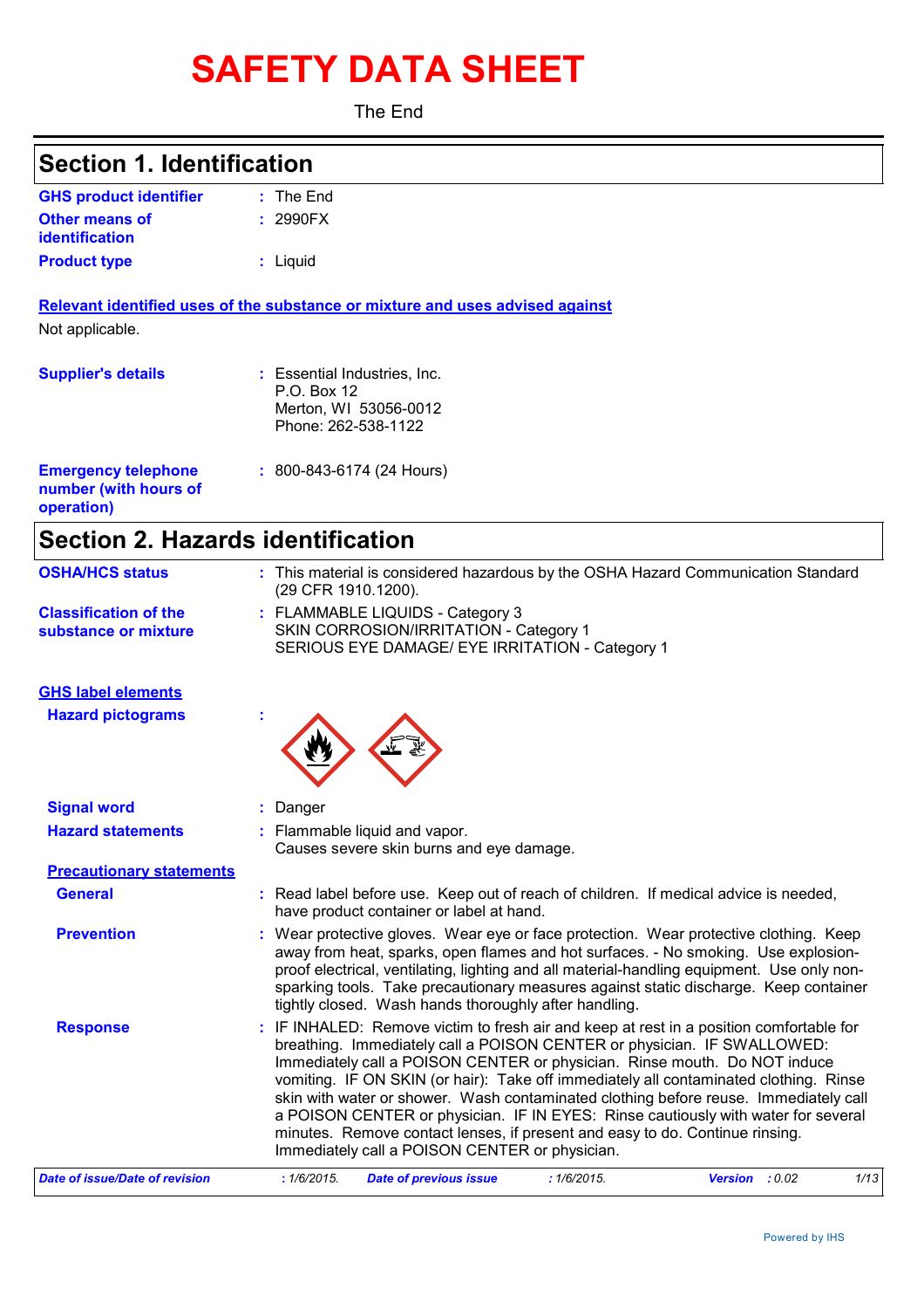# SAFETY DATA SHEET

The End

## Section 1. Identification

| | | |
|---|---|---|
| **GHS product identifier** | : | The End |
| **Other means of identification** | : | 2990FX |
| **Product type** | : | Liquid |

**Relevant identified uses of the substance or mixture and uses advised against**

Not applicable.

| | | |
|---|---|---|
| **Supplier's details** | : | Essential Industries, Inc.<br>P.O. Box 12<br>Merton, WI 53056-0012<br>Phone: 262-538-1122 |
| **Emergency telephone number (with hours of operation)** | : | 800-843-6174 (24 Hours) |

## Section 2. Hazards identification

| | | |
|---|---|---|
| **OSHA/HCS status** | : | This material is considered hazardous by the OSHA Hazard Communication Standard (29 CFR 1910.1200). |
| **Classification of the substance or mixture** | : | FLAMMABLE LIQUIDS - Category 3<br>SKIN CORROSION/IRRITATION - Category 1<br>SERIOUS EYE DAMAGE/ EYE IRRITATION - Category 1 |

**GHS label elements**

**Hazard pictograms** :

**Signal word** : Danger

**Hazard statements** : Flammable liquid and vapor.
Causes severe skin burns and eye damage.

**Precautionary statements**

**General** : Read label before use. Keep out of reach of children. If medical advice is needed, have product container or label at hand.

**Prevention** : Wear protective gloves. Wear eye or face protection. Wear protective clothing. Keep away from heat, sparks, open flames and hot surfaces. - No smoking. Use explosion-proof electrical, ventilating, lighting and all material-handling equipment. Use only non-sparking tools. Take precautionary measures against static discharge. Keep container tightly closed. Wash hands thoroughly after handling.

**Response** : IF INHALED: Remove victim to fresh air and keep at rest in a position comfortable for breathing. Immediately call a POISON CENTER or physician. IF SWALLOWED: Immediately call a POISON CENTER or physician. Rinse mouth. Do NOT induce vomiting. IF ON SKIN (or hair): Take off immediately all contaminated clothing. Rinse skin with water or shower. Wash contaminated clothing before reuse. Immediately call a POISON CENTER or physician. IF IN EYES: Rinse cautiously with water for several minutes. Remove contact lenses, if present and easy to do. Continue rinsing. Immediately call a POISON CENTER or physician.

*Date of issue/Date of revision* : 1/6/2015. *Date of previous issue* : 1/6/2015. *Version* : 0.02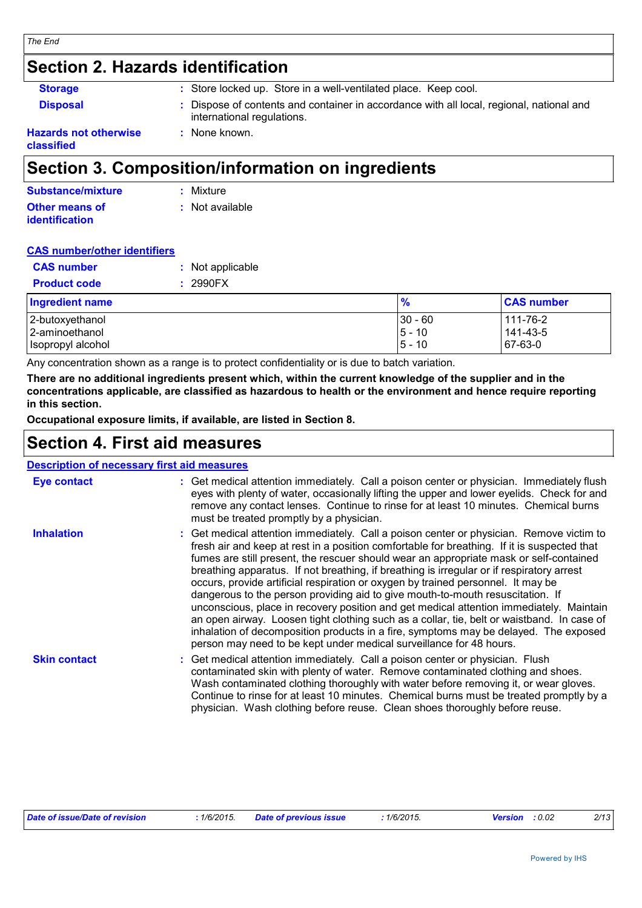*The End*

## Section 2. Hazards identification

**Storage** : Store locked up. Store in a well-ventilated place. Keep cool.

**Disposal** : Dispose of contents and container in accordance with all local, regional, national and international regulations.

**Hazards not otherwise classified** : None known.

## Section 3. Composition/information on ingredients

**Substance/mixture** : Mixture

**Other means of identification** : Not available

**CAS number/other identifiers**

**CAS number** : Not applicable

**Product code** : 2990FX

| Ingredient name | % | CAS number |
|---|---|---|
| 2-butoxyethanol | 30 - 60 | 111-76-2 |
| 2-aminoethanol | 5 - 10 | 141-43-5 |
| Isopropyl alcohol | 5 - 10 | 67-63-0 |

Any concentration shown as a range is to protect confidentiality or is due to batch variation.

**There are no additional ingredients present which, within the current knowledge of the supplier and in the concentrations applicable, are classified as hazardous to health or the environment and hence require reporting in this section.**

**Occupational exposure limits, if available, are listed in Section 8.**

## Section 4. First aid measures

**Description of necessary first aid measures**

**Eye contact** : Get medical attention immediately. Call a poison center or physician. Immediately flush eyes with plenty of water, occasionally lifting the upper and lower eyelids. Check for and remove any contact lenses. Continue to rinse for at least 10 minutes. Chemical burns must be treated promptly by a physician.

**Inhalation** : Get medical attention immediately. Call a poison center or physician. Remove victim to fresh air and keep at rest in a position comfortable for breathing. If it is suspected that fumes are still present, the rescuer should wear an appropriate mask or self-contained breathing apparatus. If not breathing, if breathing is irregular or if respiratory arrest occurs, provide artificial respiration or oxygen by trained personnel. It may be dangerous to the person providing aid to give mouth-to-mouth resuscitation. If unconscious, place in recovery position and get medical attention immediately. Maintain an open airway. Loosen tight clothing such as a collar, tie, belt or waistband. In case of inhalation of decomposition products in a fire, symptoms may be delayed. The exposed person may need to be kept under medical surveillance for 48 hours.

**Skin contact** : Get medical attention immediately. Call a poison center or physician. Flush contaminated skin with plenty of water. Remove contaminated clothing and shoes. Wash contaminated clothing thoroughly with water before removing it, or wear gloves. Continue to rinse for at least 10 minutes. Chemical burns must be treated promptly by a physician. Wash clothing before reuse. Clean shoes thoroughly before reuse.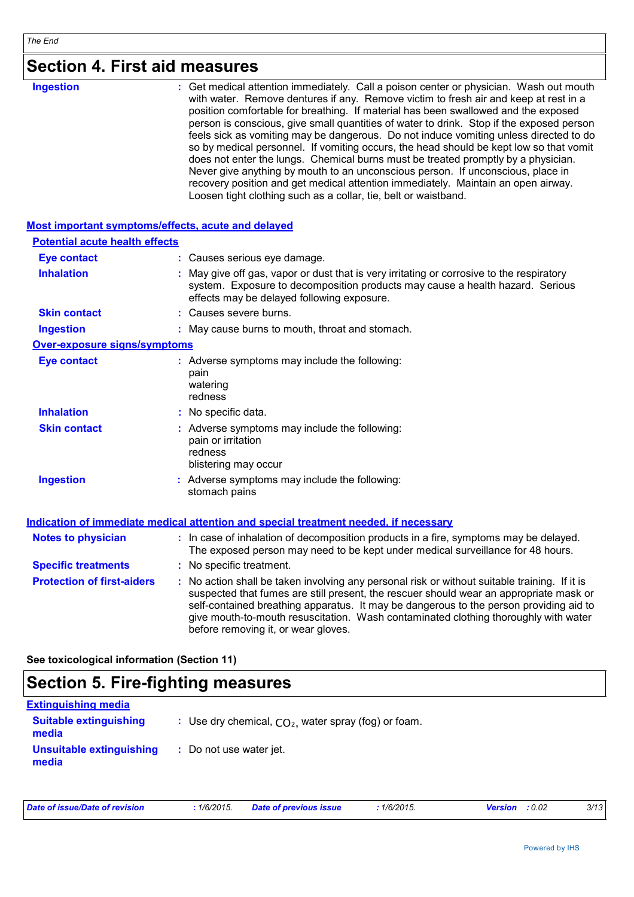## Section 4. First aid measures

| | |
|---|---|
| **Ingestion** | Get medical attention immediately. Call a poison center or physician. Wash out mouth with water. Remove dentures if any. Remove victim to fresh air and keep at rest in a position comfortable for breathing. If material has been swallowed and the exposed person is conscious, give small quantities of water to drink. Stop if the exposed person feels sick as vomiting may be dangerous. Do not induce vomiting unless directed to do so by medical personnel. If vomiting occurs, the head should be kept low so that vomit does not enter the lungs. Chemical burns must be treated promptly by a physician. Never give anything by mouth to an unconscious person. If unconscious, place in recovery position and get medical attention immediately. Maintain an open airway. Loosen tight clothing such as a collar, tie, belt or waistband. |

### Most important symptoms/effects, acute and delayed

**Potential acute health effects**

| | |
|---|---|
| **Eye contact** | Causes serious eye damage. |
| **Inhalation** | May give off gas, vapor or dust that is very irritating or corrosive to the respiratory system. Exposure to decomposition products may cause a health hazard. Serious effects may be delayed following exposure. |
| **Skin contact** | Causes severe burns. |
| **Ingestion** | May cause burns to mouth, throat and stomach. |

**Over-exposure signs/symptoms**

| | |
|---|---|
| **Eye contact** | Adverse symptoms may include the following:<br>pain<br>watering<br>redness |
| **Inhalation** | No specific data. |
| **Skin contact** | Adverse symptoms may include the following:<br>pain or irritation<br>redness<br>blistering may occur |
| **Ingestion** | Adverse symptoms may include the following:<br>stomach pains |

### Indication of immediate medical attention and special treatment needed, if necessary

| | |
|---|---|
| **Notes to physician** | In case of inhalation of decomposition products in a fire, symptoms may be delayed. The exposed person may need to be kept under medical surveillance for 48 hours. |
| **Specific treatments** | No specific treatment. |
| **Protection of first-aiders** | No action shall be taken involving any personal risk or without suitable training. If it is suspected that fumes are still present, the rescuer should wear an appropriate mask or self-contained breathing apparatus. It may be dangerous to the person providing aid to give mouth-to-mouth resuscitation. Wash contaminated clothing thoroughly with water before removing it, or wear gloves. |

**See toxicological information (Section 11)**

## Section 5. Fire-fighting measures

### Extinguishing media

| | |
|---|---|
| **Suitable extinguishing media** | Use dry chemical, $CO_2$, water spray (fog) or foam. |
| **Unsuitable extinguishing media** | Do not use water jet. |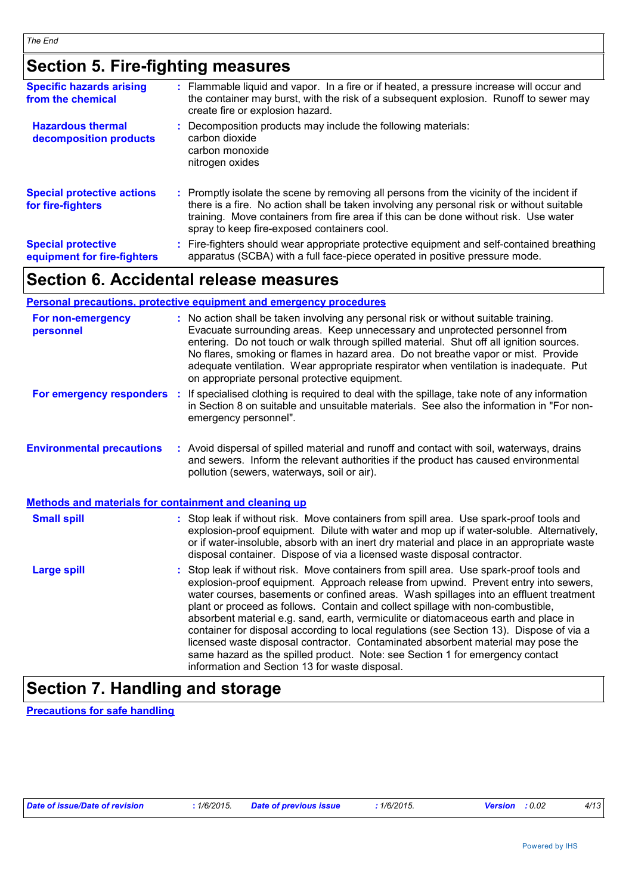## Section 5. Fire-fighting measures

**Specific hazards arising from the chemical** : Flammable liquid and vapor. In a fire or if heated, a pressure increase will occur and the container may burst, with the risk of a subsequent explosion. Runoff to sewer may create fire or explosion hazard.

**Hazardous thermal decomposition products** : Decomposition products may include the following materials:
carbon dioxide
carbon monoxide
nitrogen oxides

**Special protective actions for fire-fighters** : Promptly isolate the scene by removing all persons from the vicinity of the incident if there is a fire. No action shall be taken involving any personal risk or without suitable training. Move containers from fire area if this can be done without risk. Use water spray to keep fire-exposed containers cool.

**Special protective equipment for fire-fighters** : Fire-fighters should wear appropriate protective equipment and self-contained breathing apparatus (SCBA) with a full face-piece operated in positive pressure mode.

## Section 6. Accidental release measures

### Personal precautions, protective equipment and emergency procedures

**For non-emergency personnel** : No action shall be taken involving any personal risk or without suitable training. Evacuate surrounding areas. Keep unnecessary and unprotected personnel from entering. Do not touch or walk through spilled material. Shut off all ignition sources. No flares, smoking or flames in hazard area. Do not breathe vapor or mist. Provide adequate ventilation. Wear appropriate respirator when ventilation is inadequate. Put on appropriate personal protective equipment.

**For emergency responders** : If specialised clothing is required to deal with the spillage, take note of any information in Section 8 on suitable and unsuitable materials. See also the information in "For non-emergency personnel".

**Environmental precautions** : Avoid dispersal of spilled material and runoff and contact with soil, waterways, drains and sewers. Inform the relevant authorities if the product has caused environmental pollution (sewers, waterways, soil or air).

### Methods and materials for containment and cleaning up

**Small spill** : Stop leak if without risk. Move containers from spill area. Use spark-proof tools and explosion-proof equipment. Dilute with water and mop up if water-soluble. Alternatively, or if water-insoluble, absorb with an inert dry material and place in an appropriate waste disposal container. Dispose of via a licensed waste disposal contractor.

**Large spill** : Stop leak if without risk. Move containers from spill area. Use spark-proof tools and explosion-proof equipment. Approach release from upwind. Prevent entry into sewers, water courses, basements or confined areas. Wash spillages into an effluent treatment plant or proceed as follows. Contain and collect spillage with non-combustible, absorbent material e.g. sand, earth, vermiculite or diatomaceous earth and place in container for disposal according to local regulations (see Section 13). Dispose of via a licensed waste disposal contractor. Contaminated absorbent material may pose the same hazard as the spilled product. Note: see Section 1 for emergency contact information and Section 13 for waste disposal.

## Section 7. Handling and storage

### Precautions for safe handling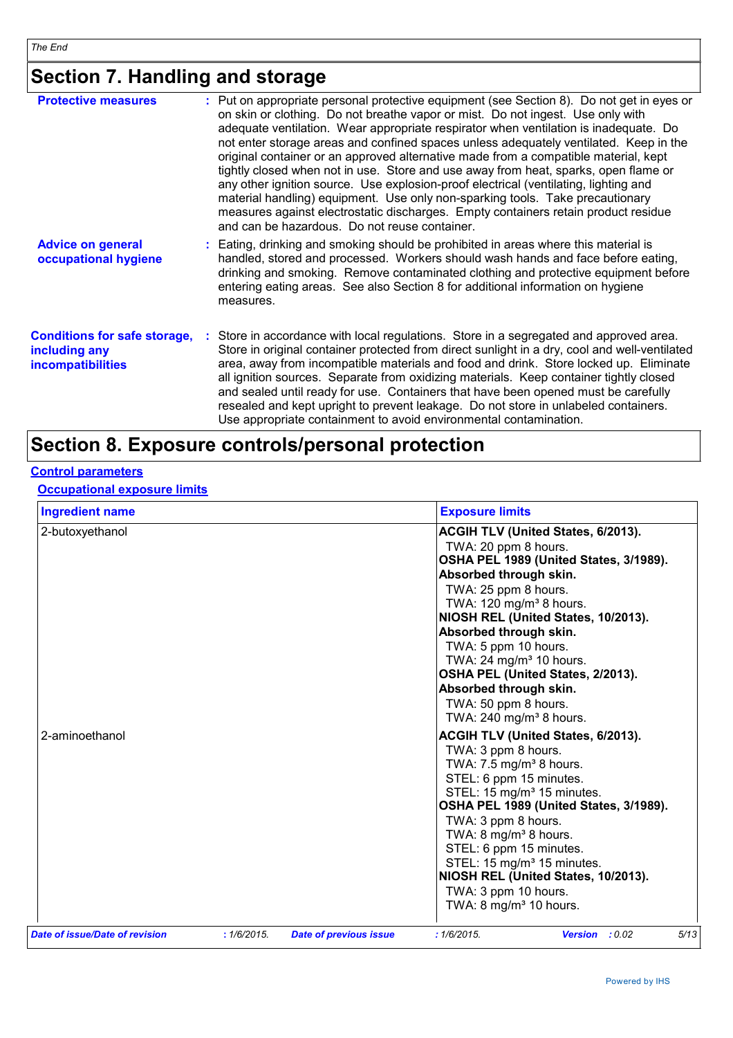# Section 7. Handling and storage

**Protective measures** : Put on appropriate personal protective equipment (see Section 8). Do not get in eyes or on skin or clothing. Do not breathe vapor or mist. Do not ingest. Use only with adequate ventilation. Wear appropriate respirator when ventilation is inadequate. Do not enter storage areas and confined spaces unless adequately ventilated. Keep in the original container or an approved alternative made from a compatible material, kept tightly closed when not in use. Store and use away from heat, sparks, open flame or any other ignition source. Use explosion-proof electrical (ventilating, lighting and material handling) equipment. Use only non-sparking tools. Take precautionary measures against electrostatic discharges. Empty containers retain product residue and can be hazardous. Do not reuse container.

**Advice on general occupational hygiene** : Eating, drinking and smoking should be prohibited in areas where this material is handled, stored and processed. Workers should wash hands and face before eating, drinking and smoking. Remove contaminated clothing and protective equipment before entering eating areas. See also Section 8 for additional information on hygiene measures.

**Conditions for safe storage, including any incompatibilities** : Store in accordance with local regulations. Store in a segregated and approved area. Store in original container protected from direct sunlight in a dry, cool and well-ventilated area, away from incompatible materials and food and drink. Store locked up. Eliminate all ignition sources. Separate from oxidizing materials. Keep container tightly closed and sealed until ready for use. Containers that have been opened must be carefully resealed and kept upright to prevent leakage. Do not store in unlabeled containers. Use appropriate containment to avoid environmental contamination.

# Section 8. Exposure controls/personal protection

## Control parameters

### Occupational exposure limits

| Ingredient name | Exposure limits |
|---|---|
| 2-butoxyethanol | **ACGIH TLV (United States, 6/2013).**<br>TWA: 20 ppm 8 hours.<br>**OSHA PEL 1989 (United States, 3/1989). Absorbed through skin.**<br>TWA: 25 ppm 8 hours.<br>TWA: 120 mg/m³ 8 hours.<br>**NIOSH REL (United States, 10/2013). Absorbed through skin.**<br>TWA: 5 ppm 10 hours.<br>TWA: 24 mg/m³ 10 hours.<br>**OSHA PEL (United States, 2/2013). Absorbed through skin.**<br>TWA: 50 ppm 8 hours.<br>TWA: 240 mg/m³ 8 hours. |
| 2-aminoethanol | **ACGIH TLV (United States, 6/2013).**<br>TWA: 3 ppm 8 hours.<br>TWA: 7.5 mg/m³ 8 hours.<br>STEL: 6 ppm 15 minutes.<br>STEL: 15 mg/m³ 15 minutes.<br>**OSHA PEL 1989 (United States, 3/1989).**<br>TWA: 3 ppm 8 hours.<br>TWA: 8 mg/m³ 8 hours.<br>STEL: 6 ppm 15 minutes.<br>STEL: 15 mg/m³ 15 minutes.<br>**NIOSH REL (United States, 10/2013).**<br>TWA: 3 ppm 10 hours.<br>TWA: 8 mg/m³ 10 hours. |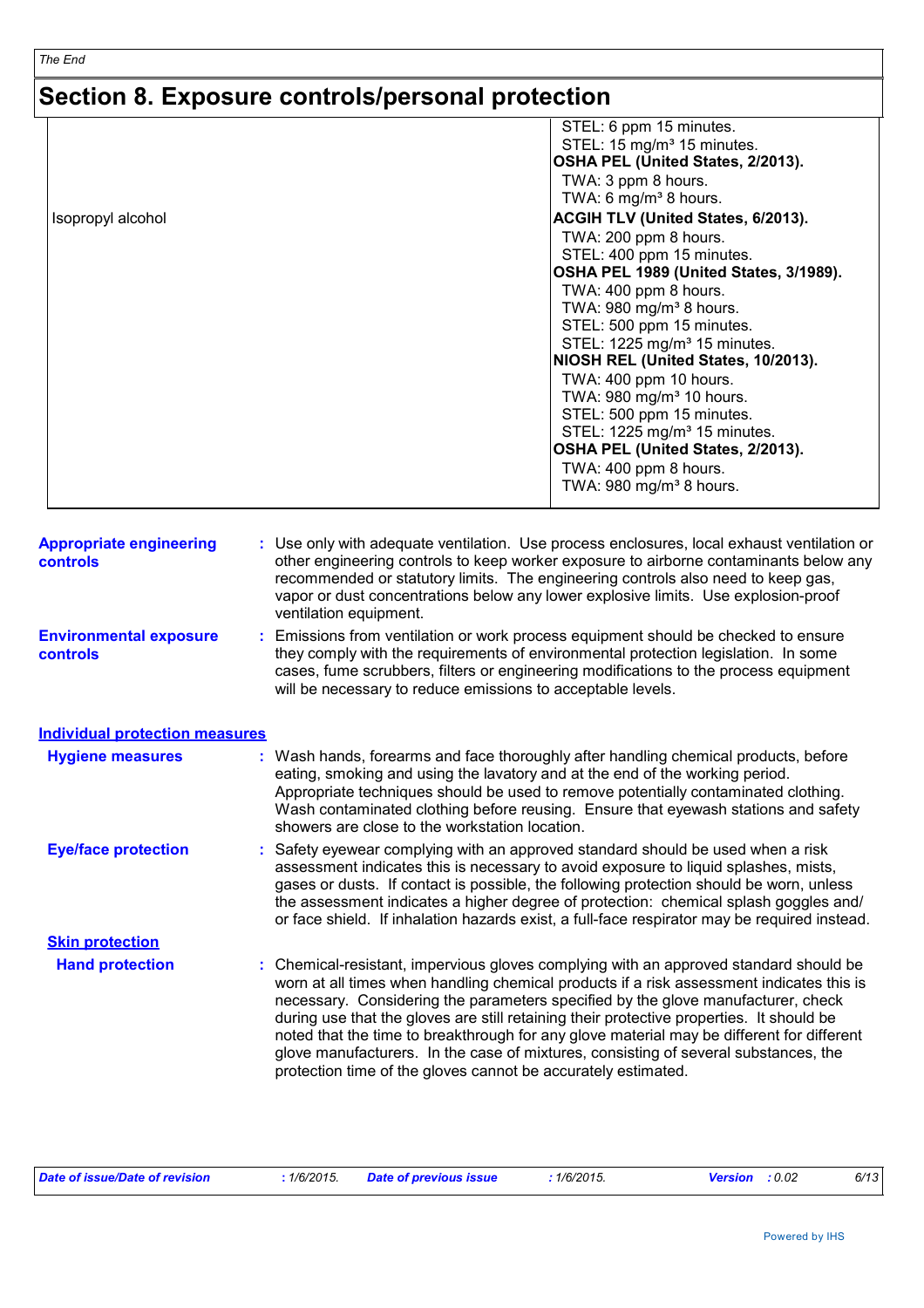*The End*

# Section 8. Exposure controls/personal protection

| | |
|---|---|
| | STEL: 6 ppm 15 minutes.<br>STEL: 15 mg/m³ 15 minutes.<br>**OSHA PEL (United States, 2/2013).**<br>TWA: 3 ppm 8 hours.<br>TWA: 6 mg/m³ 8 hours. |
| Isopropyl alcohol | **ACGIH TLV (United States, 6/2013).**<br>TWA: 200 ppm 8 hours.<br>STEL: 400 ppm 15 minutes.<br>**OSHA PEL 1989 (United States, 3/1989).**<br>TWA: 400 ppm 8 hours.<br>TWA: 980 mg/m³ 8 hours.<br>STEL: 500 ppm 15 minutes.<br>STEL: 1225 mg/m³ 15 minutes.<br>**NIOSH REL (United States, 10/2013).**<br>TWA: 400 ppm 10 hours.<br>TWA: 980 mg/m³ 10 hours.<br>STEL: 500 ppm 15 minutes.<br>STEL: 1225 mg/m³ 15 minutes.<br>**OSHA PEL (United States, 2/2013).**<br>TWA: 400 ppm 8 hours.<br>TWA: 980 mg/m³ 8 hours. |

**Appropriate engineering controls** : Use only with adequate ventilation. Use process enclosures, local exhaust ventilation or other engineering controls to keep worker exposure to airborne contaminants below any recommended or statutory limits. The engineering controls also need to keep gas, vapor or dust concentrations below any lower explosive limits. Use explosion-proof ventilation equipment.

**Environmental exposure controls** : Emissions from ventilation or work process equipment should be checked to ensure they comply with the requirements of environmental protection legislation. In some cases, fume scrubbers, filters or engineering modifications to the process equipment will be necessary to reduce emissions to acceptable levels.

## Individual protection measures

**Hygiene measures** : Wash hands, forearms and face thoroughly after handling chemical products, before eating, smoking and using the lavatory and at the end of the working period. Appropriate techniques should be used to remove potentially contaminated clothing. Wash contaminated clothing before reusing. Ensure that eyewash stations and safety showers are close to the workstation location.

**Eye/face protection** : Safety eyewear complying with an approved standard should be used when a risk assessment indicates this is necessary to avoid exposure to liquid splashes, mists, gases or dusts. If contact is possible, the following protection should be worn, unless the assessment indicates a higher degree of protection: chemical splash goggles and/ or face shield. If inhalation hazards exist, a full-face respirator may be required instead.

### Skin protection

**Hand protection** : Chemical-resistant, impervious gloves complying with an approved standard should be worn at all times when handling chemical products if a risk assessment indicates this is necessary. Considering the parameters specified by the glove manufacturer, check during use that the gloves are still retaining their protective properties. It should be noted that the time to breakthrough for any glove material may be different for different glove manufacturers. In the case of mixtures, consisting of several substances, the protection time of the gloves cannot be accurately estimated.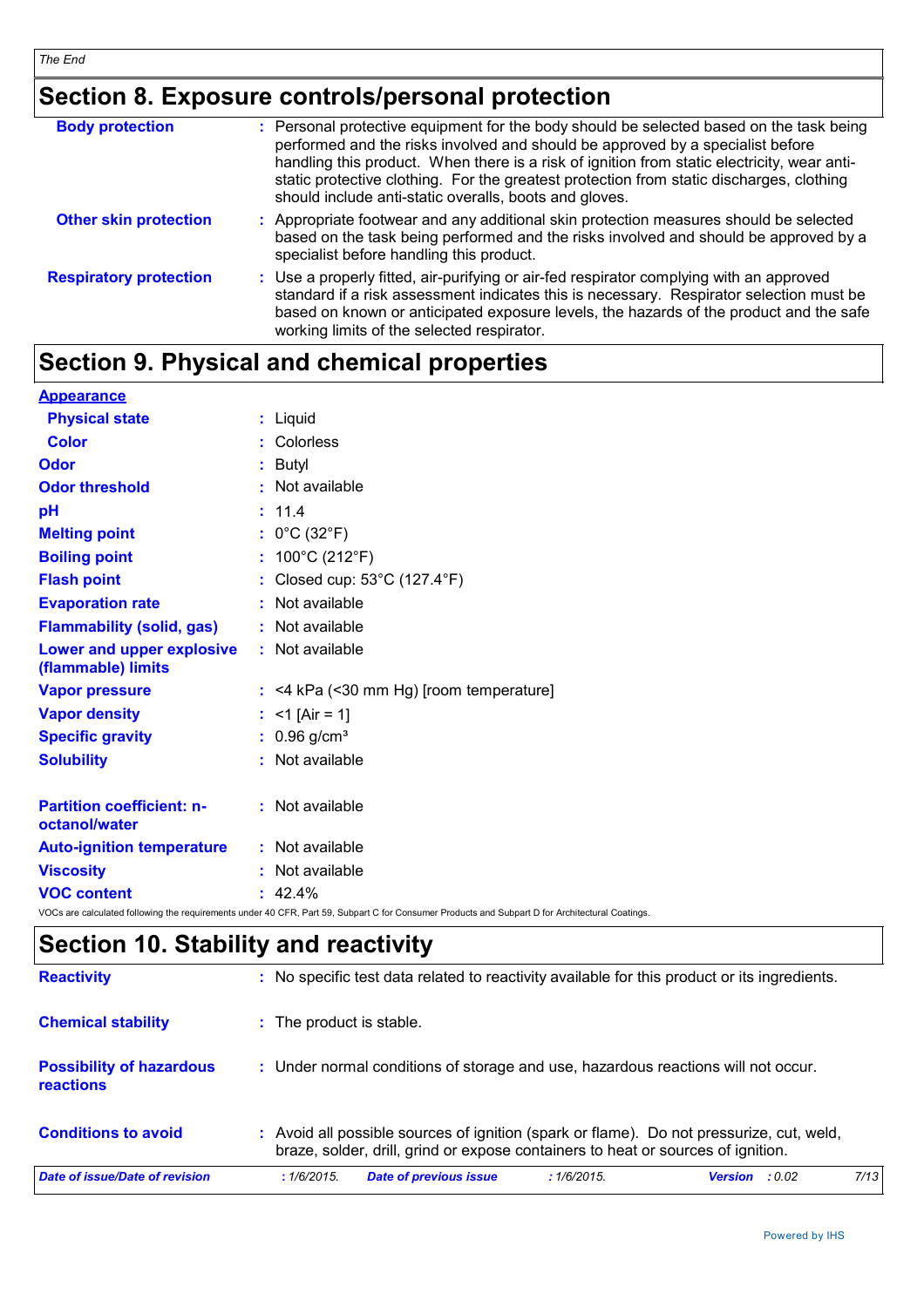## Section 8. Exposure controls/personal protection

| | |
|---|---|
| **Body protection** | : Personal protective equipment for the body should be selected based on the task being performed and the risks involved and should be approved by a specialist before handling this product. When there is a risk of ignition from static electricity, wear anti-static protective clothing. For the greatest protection from static discharges, clothing should include anti-static overalls, boots and gloves. |
| **Other skin protection** | : Appropriate footwear and any additional skin protection measures should be selected based on the task being performed and the risks involved and should be approved by a specialist before handling this product. |
| **Respiratory protection** | : Use a properly fitted, air-purifying or air-fed respirator complying with an approved standard if a risk assessment indicates this is necessary. Respirator selection must be based on known or anticipated exposure levels, the hazards of the product and the safe working limits of the selected respirator. |

## Section 9. Physical and chemical properties

**Appearance**

| | |
|---|---|
| **Physical state** | : Liquid |
| **Color** | : Colorless |
| **Odor** | : Butyl |
| **Odor threshold** | : Not available |
| **pH** | : 11.4 |
| **Melting point** | : 0°C (32°F) |
| **Boiling point** | : 100°C (212°F) |
| **Flash point** | : Closed cup: 53°C (127.4°F) |
| **Evaporation rate** | : Not available |
| **Flammability (solid, gas)** | : Not available |
| **Lower and upper explosive (flammable) limits** | : Not available |
| **Vapor pressure** | : <4 kPa (<30 mm Hg) [room temperature] |
| **Vapor density** | : <1 [Air = 1] |
| **Specific gravity** | : 0.96 g/cm³ |
| **Solubility** | : Not available |
| **Partition coefficient: n-octanol/water** | : Not available |
| **Auto-ignition temperature** | : Not available |
| **Viscosity** | : Not available |
| **VOC content** | : 42.4% |

VOCs are calculated following the requirements under 40 CFR, Part 59, Subpart C for Consumer Products and Subpart D for Architectural Coatings.

## Section 10. Stability and reactivity

| | |
|---|---|
| **Reactivity** | : No specific test data related to reactivity available for this product or its ingredients. |
| **Chemical stability** | : The product is stable. |
| **Possibility of hazardous reactions** | : Under normal conditions of storage and use, hazardous reactions will not occur. |
| **Conditions to avoid** | : Avoid all possible sources of ignition (spark or flame). Do not pressurize, cut, weld, braze, solder, drill, grind or expose containers to heat or sources of ignition. |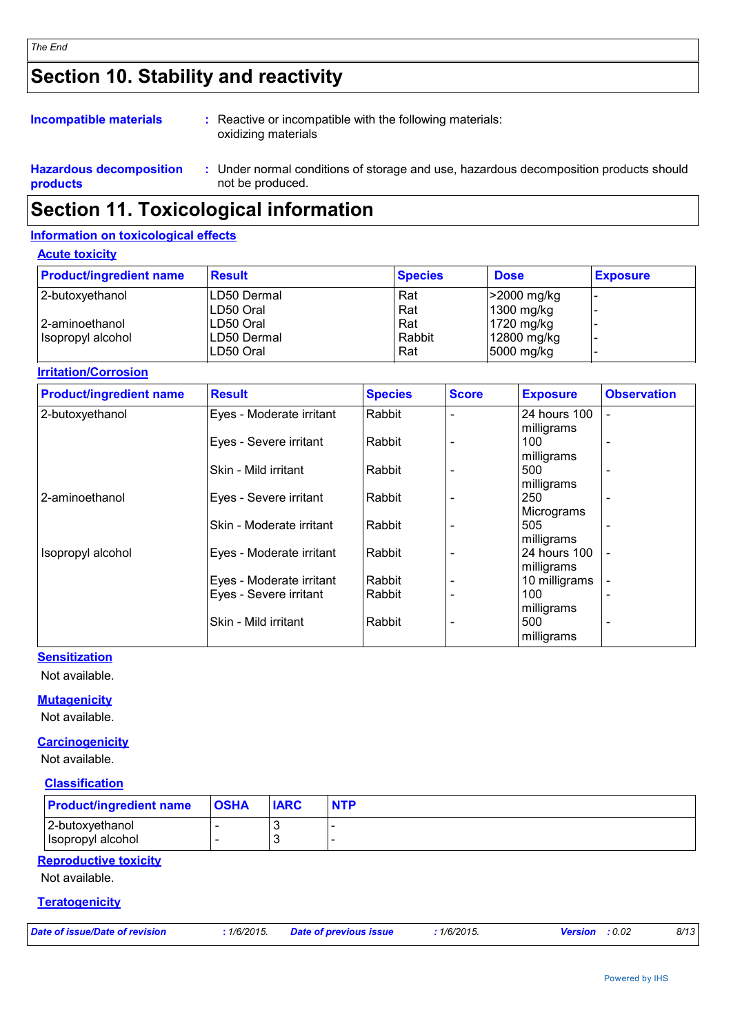## Section 10. Stability and reactivity

**Incompatible materials** : Reactive or incompatible with the following materials: oxidizing materials

**Hazardous decomposition products** : Under normal conditions of storage and use, hazardous decomposition products should not be produced.

## Section 11. Toxicological information

### Information on toxicological effects

#### Acute toxicity

| Product/ingredient name | Result | Species | Dose | Exposure |
|---|---|---|---|---|
| 2-butoxyethanol | LD50 Dermal | Rat | >2000 mg/kg | - |
| | LD50 Oral | Rat | 1300 mg/kg | - |
| 2-aminoethanol | LD50 Oral | Rat | 1720 mg/kg | - |
| Isopropyl alcohol | LD50 Dermal | Rabbit | 12800 mg/kg | - |
| | LD50 Oral | Rat | 5000 mg/kg | - |

#### Irritation/Corrosion

| Product/ingredient name | Result | Species | Score | Exposure | Observation |
|---|---|---|---|---|---|
| 2-butoxyethanol | Eyes - Moderate irritant | Rabbit | - | 24 hours 100 milligrams | - |
| | Eyes - Severe irritant | Rabbit | - | 100 milligrams | - |
| | Skin - Mild irritant | Rabbit | - | 500 milligrams | - |
| 2-aminoethanol | Eyes - Severe irritant | Rabbit | - | 250 Micrograms | - |
| | Skin - Moderate irritant | Rabbit | - | 505 milligrams | - |
| Isopropyl alcohol | Eyes - Moderate irritant | Rabbit | - | 24 hours 100 milligrams | - |
| | Eyes - Moderate irritant | Rabbit | - | 10 milligrams | - |
| | Eyes - Severe irritant | Rabbit | - | 100 milligrams | - |
| | Skin - Mild irritant | Rabbit | - | 500 milligrams | - |

#### Sensitization

Not available.

#### Mutagenicity

Not available.

#### Carcinogenicity

Not available.

#### Classification

| Product/ingredient name | OSHA | IARC | NTP |
|---|---|---|---|
| 2-butoxyethanol | - | 3 | - |
| Isopropyl alcohol | - | 3 | - |

#### Reproductive toxicity

Not available.

#### Teratogenicity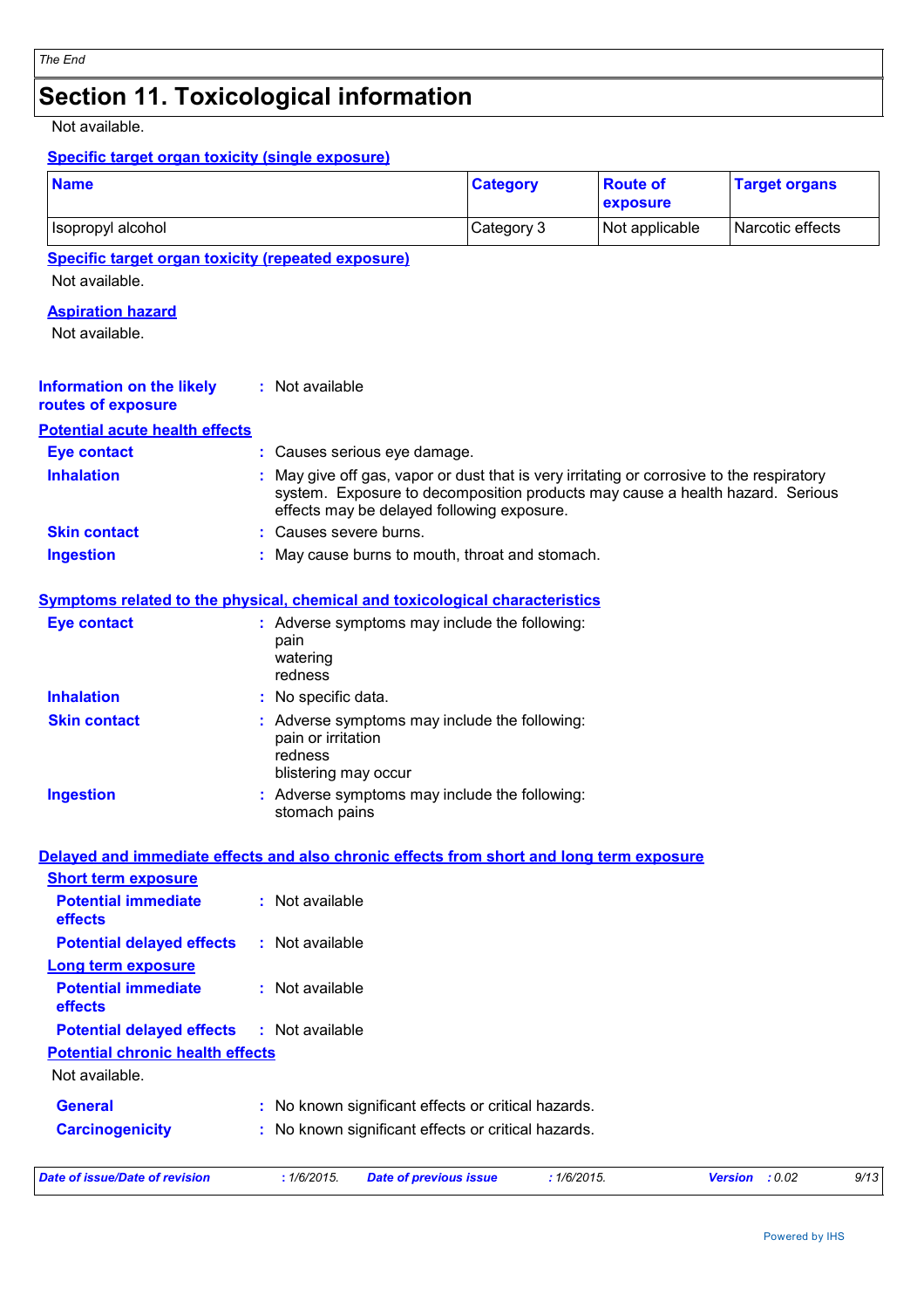# Section 11. Toxicological information

Not available.

### Specific target organ toxicity (single exposure)

| Name | Category | Route of exposure | Target organs |
|---|---|---|---|
| Isopropyl alcohol | Category 3 | Not applicable | Narcotic effects |

### Specific target organ toxicity (repeated exposure)

Not available.

### Aspiration hazard

Not available.

**Information on the likely routes of exposure** : Not available

### Potential acute health effects

**Eye contact** : Causes serious eye damage.

**Inhalation** : May give off gas, vapor or dust that is very irritating or corrosive to the respiratory system. Exposure to decomposition products may cause a health hazard. Serious effects may be delayed following exposure.

**Skin contact** : Causes severe burns.

**Ingestion** : May cause burns to mouth, throat and stomach.

### Symptoms related to the physical, chemical and toxicological characteristics

**Eye contact** : Adverse symptoms may include the following:
pain
watering
redness

**Inhalation** : No specific data.

**Skin contact** : Adverse symptoms may include the following:
pain or irritation
redness
blistering may occur

**Ingestion** : Adverse symptoms may include the following:
stomach pains

### Delayed and immediate effects and also chronic effects from short and long term exposure

**Short term exposure**

**Potential immediate effects** : Not available

**Potential delayed effects** : Not available

**Long term exposure**

**Potential immediate effects** : Not available

**Potential delayed effects** : Not available

### Potential chronic health effects

Not available.

**General** : No known significant effects or critical hazards.

**Carcinogenicity** : No known significant effects or critical hazards.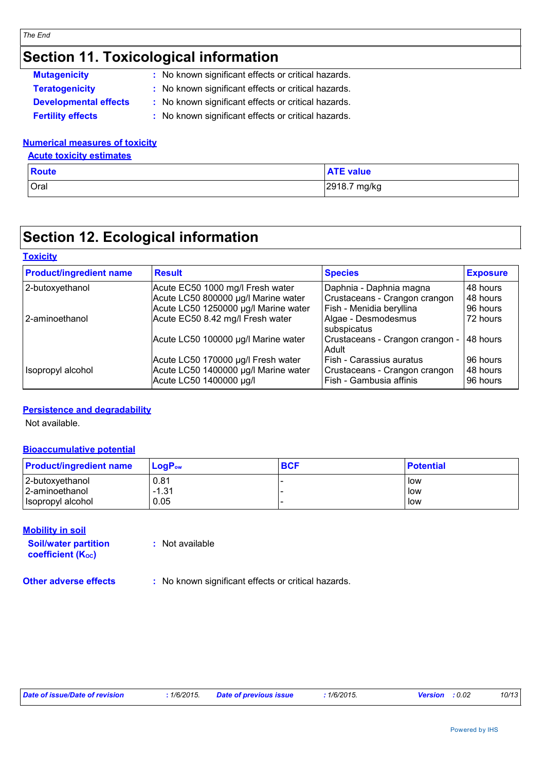*The End*

# Section 11. Toxicological information

**Mutagenicity** : No known significant effects or critical hazards.

**Teratogenicity** : No known significant effects or critical hazards.

**Developmental effects** : No known significant effects or critical hazards.

**Fertility effects** : No known significant effects or critical hazards.

**Numerical measures of toxicity**

**Acute toxicity estimates**

| Route | ATE value |
|---|---|
| Oral | 2918.7 mg/kg |

# Section 12. Ecological information

**Toxicity**

| Product/ingredient name | Result | Species | Exposure |
|---|---|---|---|
| 2-butoxyethanol | Acute EC50 1000 mg/l Fresh water | Daphnia - Daphnia magna | 48 hours |
| | Acute LC50 800000 µg/l Marine water | Crustaceans - Crangon crangon | 48 hours |
| | Acute LC50 1250000 µg/l Marine water | Fish - Menidia beryllina | 96 hours |
| 2-aminoethanol | Acute EC50 8.42 mg/l Fresh water | Algae - Desmodesmus subspicatus | 72 hours |
| | Acute LC50 100000 µg/l Marine water | Crustaceans - Crangon crangon - Adult | 48 hours |
| | Acute LC50 170000 µg/l Fresh water | Fish - Carassius auratus | 96 hours |
| Isopropyl alcohol | Acute LC50 1400000 µg/l Marine water | Crustaceans - Crangon crangon | 48 hours |
| | Acute LC50 1400000 µg/l | Fish - Gambusia affinis | 96 hours |

**Persistence and degradability**

Not available.

**Bioaccumulative potential**

| Product/ingredient name | $LogP_{ow}$ | BCF | Potential |
|---|---|---|---|
| 2-butoxyethanol | 0.81 | - | low |
| 2-aminoethanol | -1.31 | - | low |
| Isopropyl alcohol | 0.05 | - | low |

**Mobility in soil**

**Soil/water partition coefficient ($K_{oc}$)** : Not available

**Other adverse effects** : No known significant effects or critical hazards.

*Date of issue/Date of revision* : 1/6/2015. *Date of previous issue* : 1/6/2015. *Version* : 0.02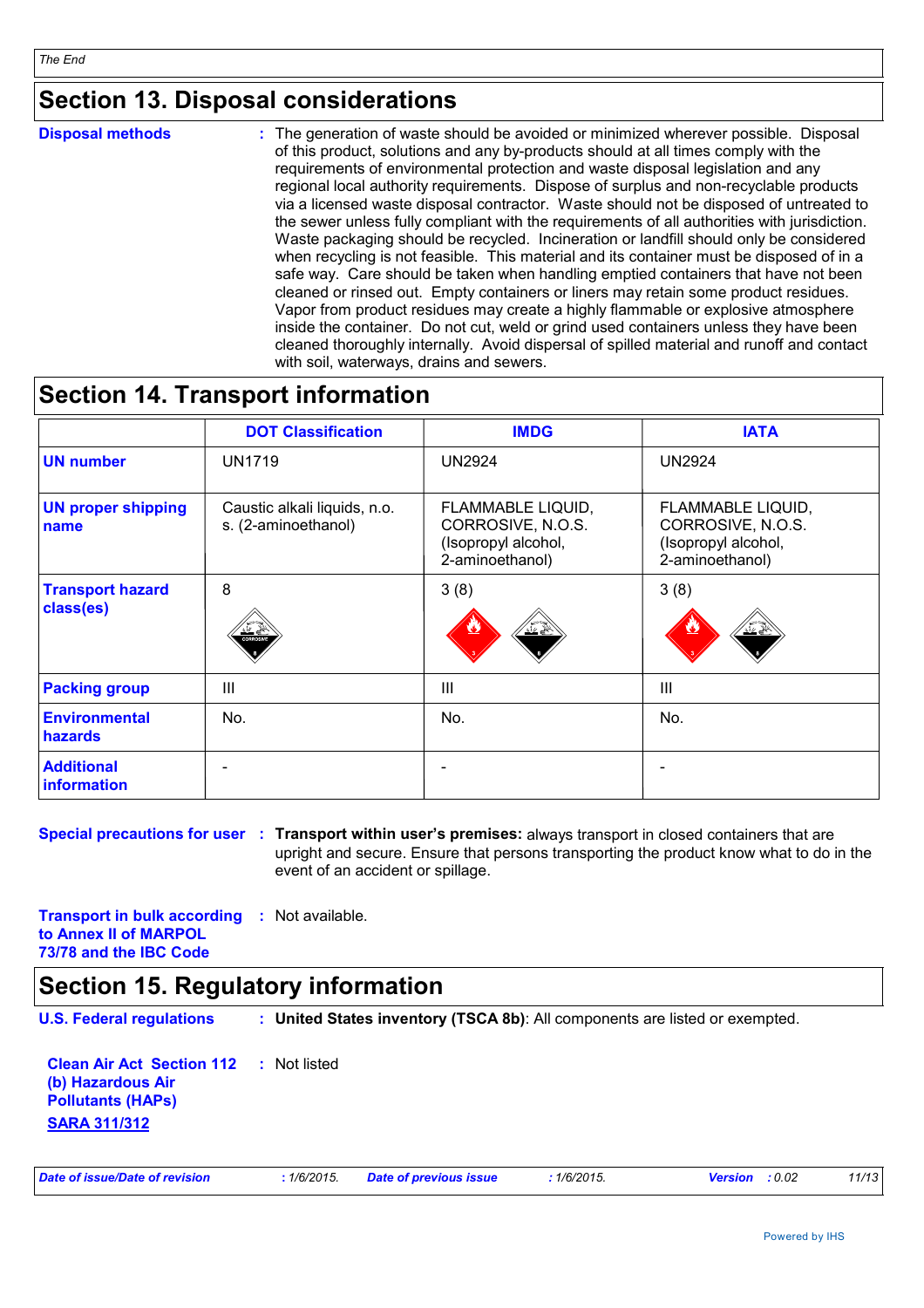## Section 13. Disposal considerations

**Disposal methods** : The generation of waste should be avoided or minimized wherever possible. Disposal of this product, solutions and any by-products should at all times comply with the requirements of environmental protection and waste disposal legislation and any regional local authority requirements. Dispose of surplus and non-recyclable products via a licensed waste disposal contractor. Waste should not be disposed of untreated to the sewer unless fully compliant with the requirements of all authorities with jurisdiction. Waste packaging should be recycled. Incineration or landfill should only be considered when recycling is not feasible. This material and its container must be disposed of in a safe way. Care should be taken when handling emptied containers that have not been cleaned or rinsed out. Empty containers or liners may retain some product residues. Vapor from product residues may create a highly flammable or explosive atmosphere inside the container. Do not cut, weld or grind used containers unless they have been cleaned thoroughly internally. Avoid dispersal of spilled material and runoff and contact with soil, waterways, drains and sewers.

## Section 14. Transport information

| | DOT Classification | IMDG | IATA |
|---|---|---|---|
| **UN number** | UN1719 | UN2924 | UN2924 |
| **UN proper shipping name** | Caustic alkali liquids, n.o.s. (2-aminoethanol) | FLAMMABLE LIQUID, CORROSIVE, N.O.S. (Isopropyl alcohol, 2-aminoethanol) | FLAMMABLE LIQUID, CORROSIVE, N.O.S. (Isopropyl alcohol, 2-aminoethanol) |
| **Transport hazard class(es)** | 8 | 3 (8) | 3 (8) |
| **Packing group** | III | III | III |
| **Environmental hazards** | No. | No. | No. |
| **Additional information** | - | - | - |

**Special precautions for user** : **Transport within user's premises:** always transport in closed containers that are upright and secure. Ensure that persons transporting the product know what to do in the event of an accident or spillage.

**Transport in bulk according to Annex II of MARPOL 73/78 and the IBC Code** : Not available.

## Section 15. Regulatory information

**U.S. Federal regulations** : **United States inventory (TSCA 8b)**: All components are listed or exempted.

**Clean Air Act Section 112 (b) Hazardous Air Pollutants (HAPs)** : Not listed

**SARA 311/312**

*Date of issue/Date of revision* : 1/6/2015. *Date of previous issue* : 1/6/2015. *Version* : 0.02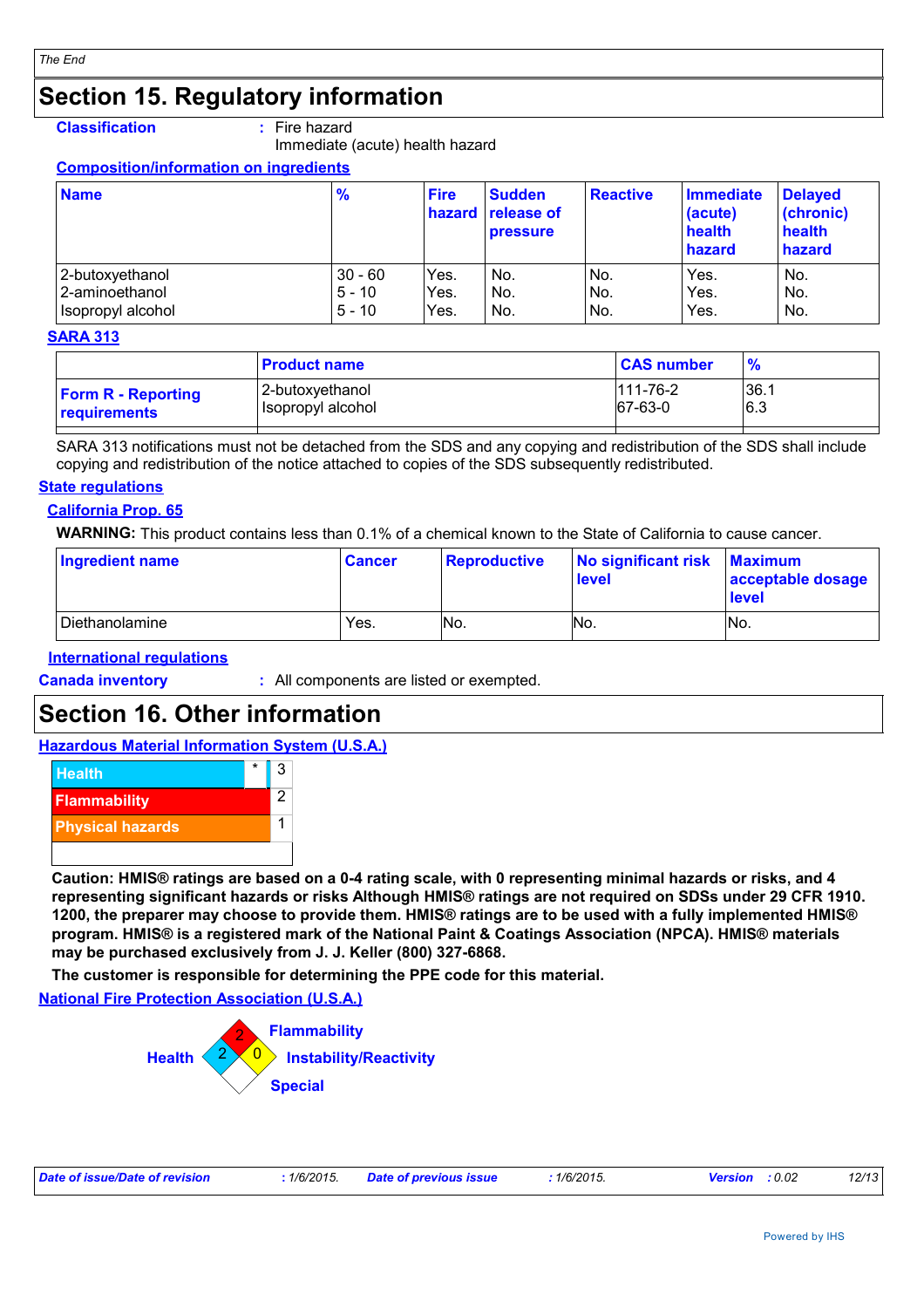The End

## Section 15. Regulatory information

**Classification** : Fire hazard
Immediate (acute) health hazard

**Composition/information on ingredients**

| Name | % | Fire hazard | Sudden release of pressure | Reactive | Immediate (acute) health hazard | Delayed (chronic) health hazard |
|---|---|---|---|---|---|---|
| 2-butoxyethanol | 30 - 60 | Yes. | No. | No. | Yes. | No. |
| 2-aminoethanol | 5 - 10 | Yes. | No. | No. | Yes. | No. |
| Isopropyl alcohol | 5 - 10 | Yes. | No. | No. | Yes. | No. |

**SARA 313**

| | Product name | CAS number | % |
|---|---|---|---|
| Form R - Reporting requirements | 2-butoxyethanol<br>Isopropyl alcohol | 111-76-2<br>67-63-0 | 36.1<br>6.3 |

SARA 313 notifications must not be detached from the SDS and any copying and redistribution of the SDS shall include copying and redistribution of the notice attached to copies of the SDS subsequently redistributed.

**State regulations**

**California Prop. 65**

**WARNING:** This product contains less than 0.1% of a chemical known to the State of California to cause cancer.

| Ingredient name | Cancer | Reproductive | No significant risk level | Maximum acceptable dosage level |
|---|---|---|---|---|
| Diethanolamine | Yes. | No. | No. | No. |

**International regulations**

**Canada inventory** : All components are listed or exempted.

## Section 16. Other information

**Hazardous Material Information System (U.S.A.)**

| | | |
|---|---|---|
| Health | * | 3 |
| Flammability | | 2 |
| Physical hazards | | 1 |

**Caution: HMIS® ratings are based on a 0-4 rating scale, with 0 representing minimal hazards or risks, and 4 representing significant hazards or risks Although HMIS® ratings are not required on SDSs under 29 CFR 1910. 1200, the preparer may choose to provide them. HMIS® ratings are to be used with a fully implemented HMIS® program. HMIS® is a registered mark of the National Paint & Coatings Association (NPCA). HMIS® materials may be purchased exclusively from J. J. Keller (800) 327-6868.**

**The customer is responsible for determining the PPE code for this material.**

**National Fire Protection Association (U.S.A.)**

Health 2
Flammability 2
Instability/Reactivity 0
Special

Date of issue/Date of revision : 1/6/2015. Date of previous issue : 1/6/2015. Version : 0.02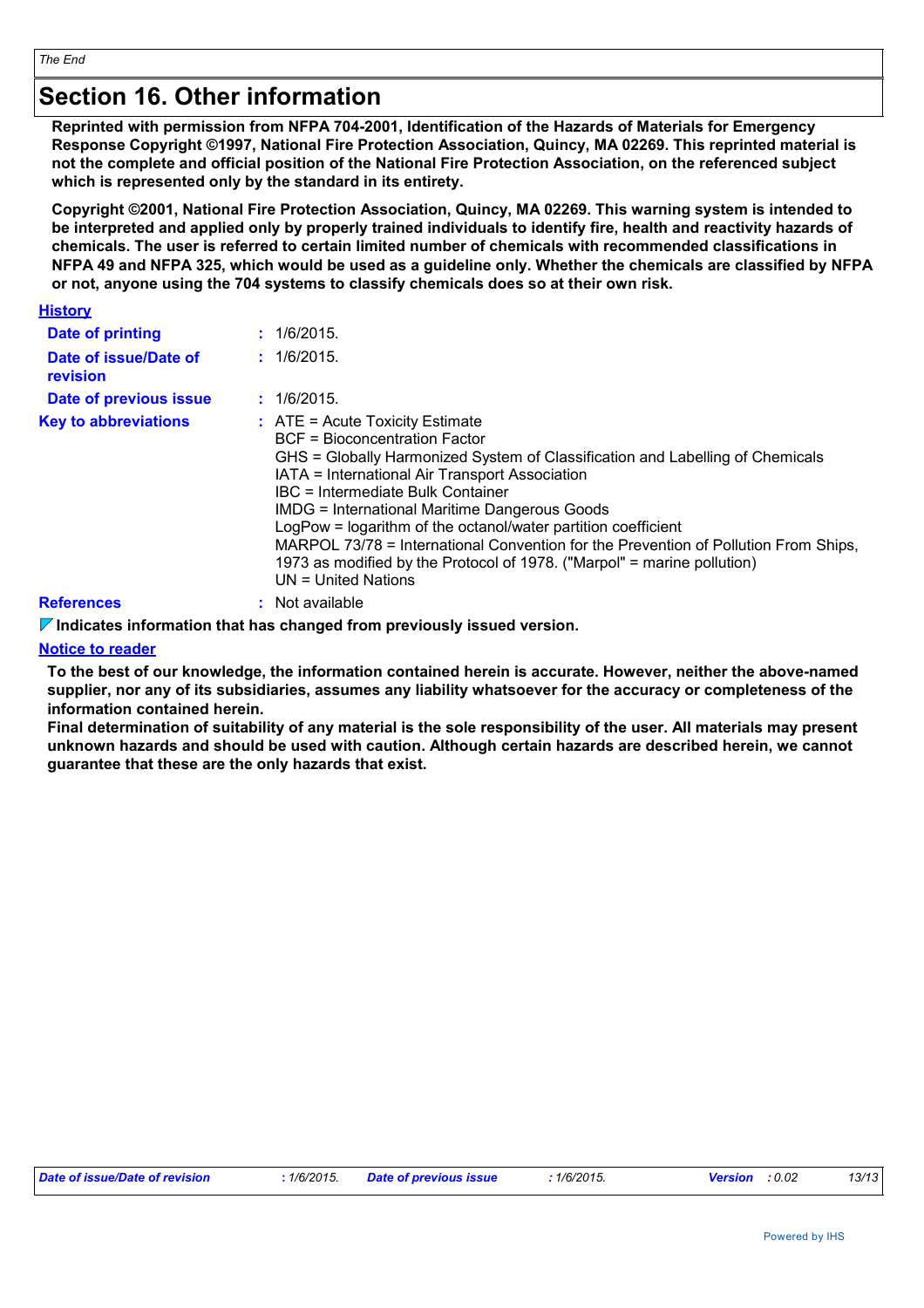*The End*

# Section 16. Other information

**Reprinted with permission from NFPA 704-2001, Identification of the Hazards of Materials for Emergency Response Copyright ©1997, National Fire Protection Association, Quincy, MA 02269. This reprinted material is not the complete and official position of the National Fire Protection Association, on the referenced subject which is represented only by the standard in its entirety.**

**Copyright ©2001, National Fire Protection Association, Quincy, MA 02269. This warning system is intended to be interpreted and applied only by properly trained individuals to identify fire, health and reactivity hazards of chemicals. The user is referred to certain limited number of chemicals with recommended classifications in NFPA 49 and NFPA 325, which would be used as a guideline only. Whether the chemicals are classified by NFPA or not, anyone using the 704 systems to classify chemicals does so at their own risk.**

## History

**Date of printing** : 1/6/2015.

**Date of issue/Date of revision** : 1/6/2015.

**Date of previous issue** : 1/6/2015.

**Key to abbreviations** :
ATE = Acute Toxicity Estimate
BCF = Bioconcentration Factor
GHS = Globally Harmonized System of Classification and Labelling of Chemicals
IATA = International Air Transport Association
IBC = Intermediate Bulk Container
IMDG = International Maritime Dangerous Goods
LogPow = logarithm of the octanol/water partition coefficient
MARPOL 73/78 = International Convention for the Prevention of Pollution From Ships, 1973 as modified by the Protocol of 1978. ("Marpol" = marine pollution)
UN = United Nations

**References** : Not available

**Indicates information that has changed from previously issued version.**

## Notice to reader

**To the best of our knowledge, the information contained herein is accurate. However, neither the above-named supplier, nor any of its subsidiaries, assumes any liability whatsoever for the accuracy or completeness of the information contained herein.**
**Final determination of suitability of any material is the sole responsibility of the user. All materials may present unknown hazards and should be used with caution. Although certain hazards are described herein, we cannot guarantee that these are the only hazards that exist.**